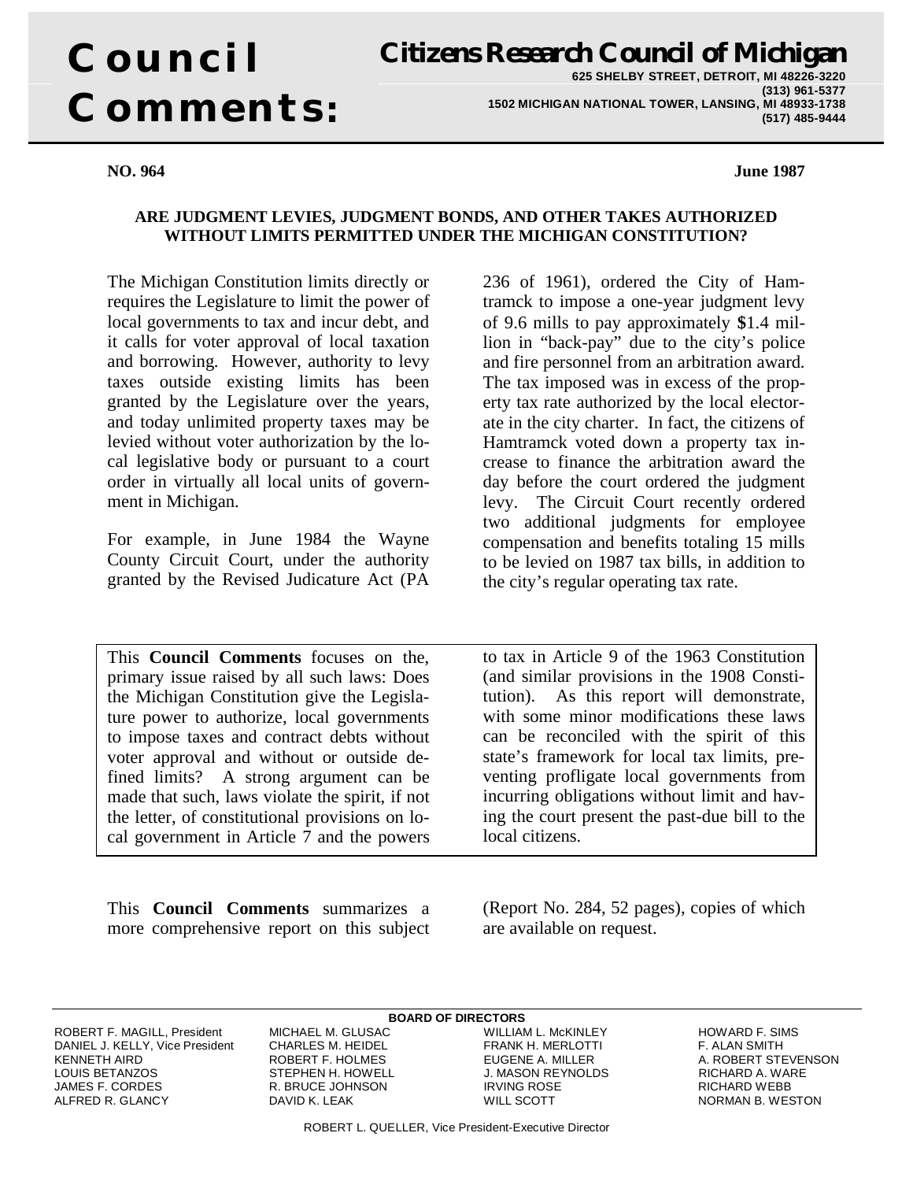# Council Comments:

## Citizens Research Council of Michigan

**625 SHELBY STREET, DETROIT, MI 48226-3220**
**(313) 961-5377**
**1502 MICHIGAN NATIONAL TOWER, LANSING, MI 48933-1738**
**(517) 485-9444**

**NO. 964** **June 1987**

### ARE JUDGMENT LEVIES, JUDGMENT BONDS, AND OTHER TAKES AUTHORIZED WITHOUT LIMITS PERMITTED UNDER THE MICHIGAN CONSTITUTION?

The Michigan Constitution limits directly or requires the Legislature to limit the power of local governments to tax and incur debt, and it calls for voter approval of local taxation and borrowing. However, authority to levy taxes outside existing limits has been granted by the Legislature over the years, and today unlimited property taxes may be levied without voter authorization by the local legislative body or pursuant to a court order in virtually all local units of government in Michigan.

For example, in June 1984 the Wayne County Circuit Court, under the authority granted by the Revised Judicature Act (PA 236 of 1961), ordered the City of Hamtramck to impose a one-year judgment levy of 9.6 mills to pay approximately $1.4 million in "back-pay" due to the city's police and fire personnel from an arbitration award. The tax imposed was in excess of the property tax rate authorized by the local electorate in the city charter. In fact, the citizens of Hamtramck voted down a property tax increase to finance the arbitration award the day before the court ordered the judgment levy. The Circuit Court recently ordered two additional judgments for employee compensation and benefits totaling 15 mills to be levied on 1987 tax bills, in addition to the city's regular operating tax rate.

This **Council Comments** focuses on the, primary issue raised by all such laws: Does the Michigan Constitution give the Legislature power to authorize, local governments to impose taxes and contract debts without voter approval and without or outside defined limits? A strong argument can be made that such, laws violate the spirit, if not the letter, of constitutional provisions on local government in Article 7 and the powers to tax in Article 9 of the 1963 Constitution (and similar provisions in the 1908 Constitution). As this report will demonstrate, with some minor modifications these laws can be reconciled with the spirit of this state's framework for local tax limits, preventing profligate local governments from incurring obligations without limit and having the court present the past-due bill to the local citizens.

This **Council Comments** summarizes a more comprehensive report on this subject (Report No. 284, 52 pages), copies of which are available on request.

**BOARD OF DIRECTORS**

ROBERT F. MAGILL, President
DANIEL J. KELLY, Vice President
KENNETH AIRD
LOUIS BETANZOS
JAMES F. CORDES
ALFRED R. GLANCY
MICHAEL M. GLUSAC
CHARLES M. HEIDEL
ROBERT F. HOLMES
STEPHEN H. HOWELL
R. BRUCE JOHNSON
DAVID K. LEAK
WILLIAM L. McKINLEY
FRANK H. MERLOTTI
EUGENE A. MILLER
J. MASON REYNOLDS
IRVING ROSE
WILL SCOTT
HOWARD F. SIMS
F. ALAN SMITH
A. ROBERT STEVENSON
RICHARD A. WARE
RICHARD WEBB
NORMAN B. WESTON

ROBERT L. QUELLER, Vice President-Executive Director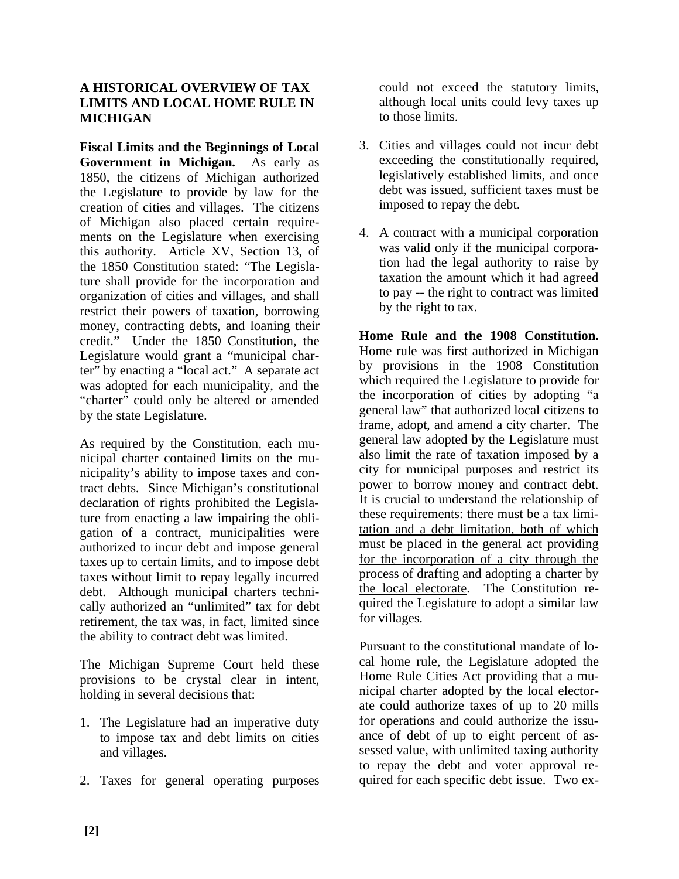**A HISTORICAL OVERVIEW OF TAX LIMITS AND LOCAL HOME RULE IN MICHIGAN**

**Fiscal Limits and the Beginnings of Local Government in Michigan.** As early as 1850, the citizens of Michigan authorized the Legislature to provide by law for the creation of cities and villages. The citizens of Michigan also placed certain requirements on the Legislature when exercising this authority. Article XV, Section 13, of the 1850 Constitution stated: "The Legislature shall provide for the incorporation and organization of cities and villages, and shall restrict their powers of taxation, borrowing money, contracting debts, and loaning their credit." Under the 1850 Constitution, the Legislature would grant a "municipal charter" by enacting a "local act." A separate act was adopted for each municipality, and the "charter" could only be altered or amended by the state Legislature.

As required by the Constitution, each municipal charter contained limits on the municipality's ability to impose taxes and contract debts. Since Michigan's constitutional declaration of rights prohibited the Legislature from enacting a law impairing the obligation of a contract, municipalities were authorized to incur debt and impose general taxes up to certain limits, and to impose debt taxes without limit to repay legally incurred debt. Although municipal charters technically authorized an "unlimited" tax for debt retirement, the tax was, in fact, limited since the ability to contract debt was limited.

The Michigan Supreme Court held these provisions to be crystal clear in intent, holding in several decisions that:

1. The Legislature had an imperative duty to impose tax and debt limits on cities and villages.
2. Taxes for general operating purposes could not exceed the statutory limits, although local units could levy taxes up to those limits.
3. Cities and villages could not incur debt exceeding the constitutionally required, legislatively established limits, and once debt was issued, sufficient taxes must be imposed to repay the debt.
4. A contract with a municipal corporation was valid only if the municipal corporation had the legal authority to raise by taxation the amount which it had agreed to pay -- the right to contract was limited by the right to tax.

**Home Rule and the 1908 Constitution.** Home rule was first authorized in Michigan by provisions in the 1908 Constitution which required the Legislature to provide for the incorporation of cities by adopting "a general law" that authorized local citizens to frame, adopt, and amend a city charter. The general law adopted by the Legislature must also limit the rate of taxation imposed by a city for municipal purposes and restrict its power to borrow money and contract debt. It is crucial to understand the relationship of these requirements: <u>there must be a tax limitation and a debt limitation, both of which must be placed in the general act providing for the incorporation of a city through the process of drafting and adopting a charter by the local electorate</u>. The Constitution required the Legislature to adopt a similar law for villages.

Pursuant to the constitutional mandate of local home rule, the Legislature adopted the Home Rule Cities Act providing that a municipal charter adopted by the local electorate could authorize taxes of up to 20 mills for operations and could authorize the issuance of debt of up to eight percent of assessed value, with unlimited taxing authority to repay the debt and voter approval required for each specific debt issue. Two ex-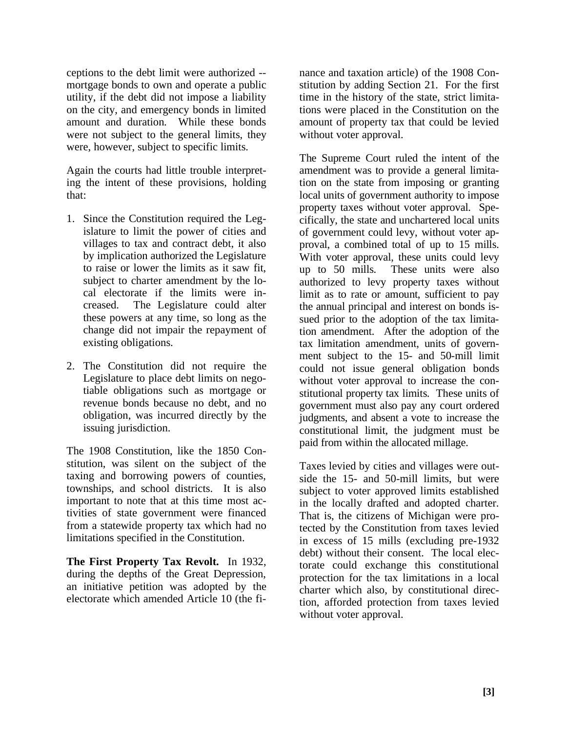ceptions to the debt limit were authorized -- mortgage bonds to own and operate a public utility, if the debt did not impose a liability on the city, and emergency bonds in limited amount and duration. While these bonds were not subject to the general limits, they were, however, subject to specific limits.

Again the courts had little trouble interpreting the intent of these provisions, holding that:

1. Since the Constitution required the Legislature to limit the power of cities and villages to tax and contract debt, it also by implication authorized the Legislature to raise or lower the limits as it saw fit, subject to charter amendment by the local electorate if the limits were increased. The Legislature could alter these powers at any time, so long as the change did not impair the repayment of existing obligations.

2. The Constitution did not require the Legislature to place debt limits on negotiable obligations such as mortgage or revenue bonds because no debt, and no obligation, was incurred directly by the issuing jurisdiction.

The 1908 Constitution, like the 1850 Constitution, was silent on the subject of the taxing and borrowing powers of counties, townships, and school districts. It is also important to note that at this time most activities of state government were financed from a statewide property tax which had no limitations specified in the Constitution.

**The First Property Tax Revolt.** In 1932, during the depths of the Great Depression, an initiative petition was adopted by the electorate which amended Article 10 (the finance and taxation article) of the 1908 Constitution by adding Section 21. For the first time in the history of the state, strict limitations were placed in the Constitution on the amount of property tax that could be levied without voter approval.

The Supreme Court ruled the intent of the amendment was to provide a general limitation on the state from imposing or granting local units of government authority to impose property taxes without voter approval. Specifically, the state and unchartered local units of government could levy, without voter approval, a combined total of up to 15 mills. With voter approval, these units could levy up to 50 mills. These units were also authorized to levy property taxes without limit as to rate or amount, sufficient to pay the annual principal and interest on bonds issued prior to the adoption of the tax limitation amendment. After the adoption of the tax limitation amendment, units of government subject to the 15- and 50-mill limit could not issue general obligation bonds without voter approval to increase the constitutional property tax limits. These units of government must also pay any court ordered judgments, and absent a vote to increase the constitutional limit, the judgment must be paid from within the allocated millage.

Taxes levied by cities and villages were outside the 15- and 50-mill limits, but were subject to voter approved limits established in the locally drafted and adopted charter. That is, the citizens of Michigan were protected by the Constitution from taxes levied in excess of 15 mills (excluding pre-1932 debt) without their consent. The local electorate could exchange this constitutional protection for the tax limitations in a local charter which also, by constitutional direction, afforded protection from taxes levied without voter approval.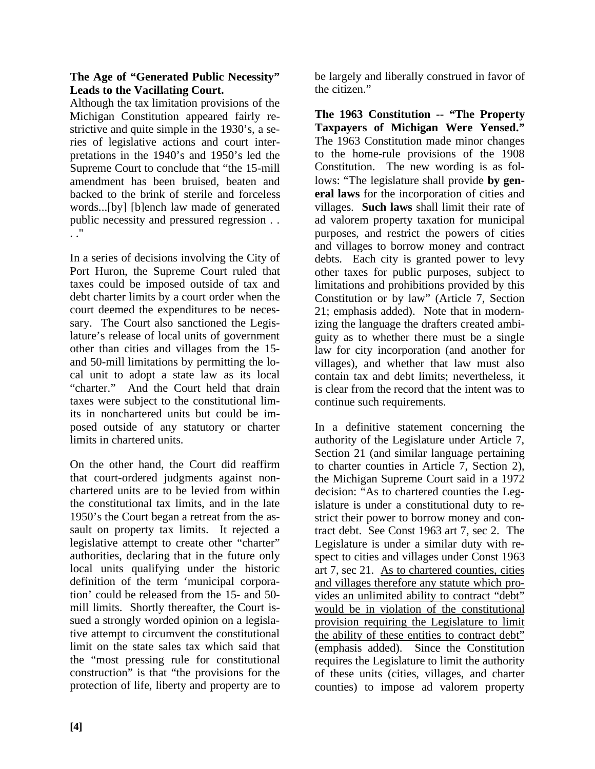**The Age of "Generated Public Necessity" Leads to the Vacillating Court.**

Although the tax limitation provisions of the Michigan Constitution appeared fairly restrictive and quite simple in the 1930's, a series of legislative actions and court interpretations in the 1940's and 1950's led the Supreme Court to conclude that "the 15-mill amendment has been bruised, beaten and backed to the brink of sterile and forceless words...[by] [b]ench law made of generated public necessity and pressured regression . . . ."

In a series of decisions involving the City of Port Huron, the Supreme Court ruled that taxes could be imposed outside of tax and debt charter limits by a court order when the court deemed the expenditures to be necessary. The Court also sanctioned the Legislature's release of local units of government other than cities and villages from the 15- and 50-mill limitations by permitting the local unit to adopt a state law as its local "charter." And the Court held that drain taxes were subject to the constitutional limits in nonchartered units but could be imposed outside of any statutory or charter limits in chartered units.

On the other hand, the Court did reaffirm that court-ordered judgments against nonchartered units are to be levied from within the constitutional tax limits, and in the late 1950's the Court began a retreat from the assault on property tax limits. It rejected a legislative attempt to create other "charter" authorities, declaring that in the future only local units qualifying under the historic definition of the term 'municipal corporation' could be released from the 15- and 50-mill limits. Shortly thereafter, the Court issued a strongly worded opinion on a legislative attempt to circumvent the constitutional limit on the state sales tax which said that the "most pressing rule for constitutional construction" is that "the provisions for the protection of life, liberty and property are to be largely and liberally construed in favor of the citizen."

**The 1963 Constitution -- "The Property Taxpayers of Michigan Were Yensed."**

The 1963 Constitution made minor changes to the home-rule provisions of the 1908 Constitution. The new wording is as follows: "The legislature shall provide **by general laws** for the incorporation of cities and villages. **Such laws** shall limit their rate of ad valorem property taxation for municipal purposes, and restrict the powers of cities and villages to borrow money and contract debts. Each city is granted power to levy other taxes for public purposes, subject to limitations and prohibitions provided by this Constitution or by law" (Article 7, Section 21; emphasis added). Note that in modernizing the language the drafters created ambiguity as to whether there must be a single law for city incorporation (and another for villages), and whether that law must also contain tax and debt limits; nevertheless, it is clear from the record that the intent was to continue such requirements.

In a definitive statement concerning the authority of the Legislature under Article 7, Section 21 (and similar language pertaining to charter counties in Article 7, Section 2), the Michigan Supreme Court said in a 1972 decision: "As to chartered counties the Legislature is under a constitutional duty to restrict their power to borrow money and contract debt. See Const 1963 art 7, sec 2. The Legislature is under a similar duty with respect to cities and villages under Const 1963 art 7, sec 21. <u>As to chartered counties, cities and villages therefore any statute which provides an unlimited ability to contract "debt" would be in violation of the constitutional provision requiring the Legislature to limit the ability of these entities to contract debt"</u> (emphasis added). Since the Constitution requires the Legislature to limit the authority of these units (cities, villages, and charter counties) to impose ad valorem property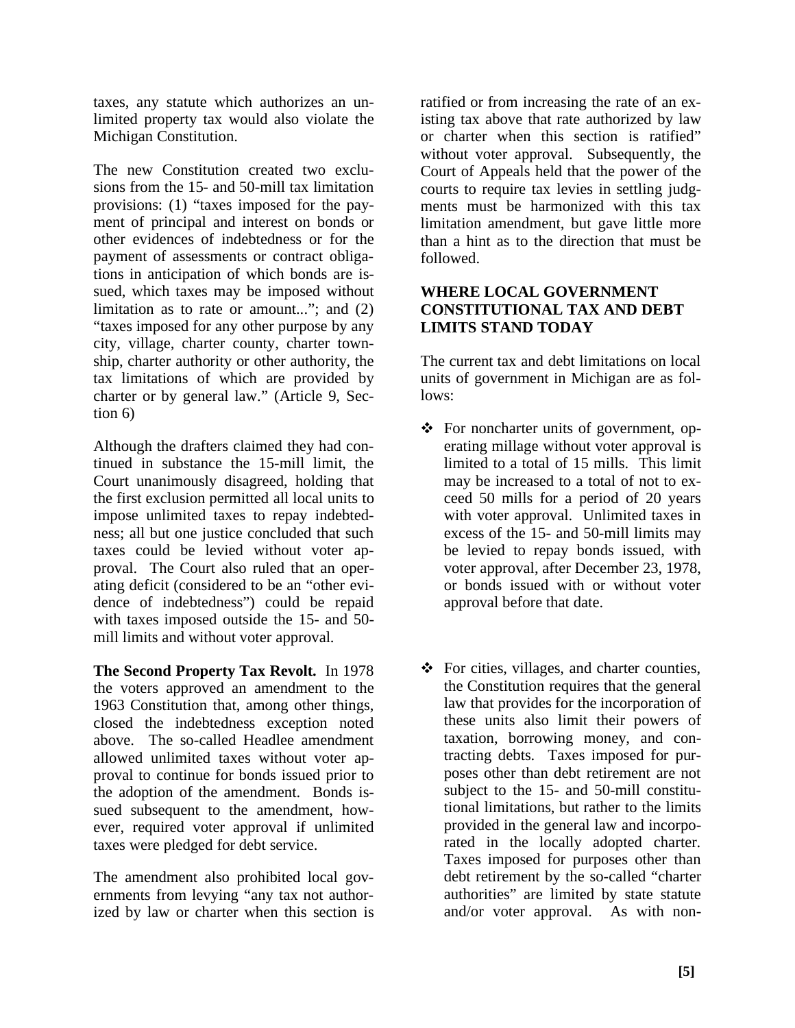taxes, any statute which authorizes an unlimited property tax would also violate the Michigan Constitution.

The new Constitution created two exclusions from the 15- and 50-mill tax limitation provisions: (1) "taxes imposed for the payment of principal and interest on bonds or other evidences of indebtedness or for the payment of assessments or contract obligations in anticipation of which bonds are issued, which taxes may be imposed without limitation as to rate or amount..."; and (2) "taxes imposed for any other purpose by any city, village, charter county, charter township, charter authority or other authority, the tax limitations of which are provided by charter or by general law." (Article 9, Section 6)

Although the drafters claimed they had continued in substance the 15-mill limit, the Court unanimously disagreed, holding that the first exclusion permitted all local units to impose unlimited taxes to repay indebtedness; all but one justice concluded that such taxes could be levied without voter approval. The Court also ruled that an operating deficit (considered to be an "other evidence of indebtedness") could be repaid with taxes imposed outside the 15- and 50-mill limits and without voter approval.

**The Second Property Tax Revolt.** In 1978 the voters approved an amendment to the 1963 Constitution that, among other things, closed the indebtedness exception noted above. The so-called Headlee amendment allowed unlimited taxes without voter approval to continue for bonds issued prior to the adoption of the amendment. Bonds issued subsequent to the amendment, however, required voter approval if unlimited taxes were pledged for debt service.

The amendment also prohibited local governments from levying "any tax not authorized by law or charter when this section is ratified or from increasing the rate of an existing tax above that rate authorized by law or charter when this section is ratified" without voter approval. Subsequently, the Court of Appeals held that the power of the courts to require tax levies in settling judgments must be harmonized with this tax limitation amendment, but gave little more than a hint as to the direction that must be followed.

## WHERE LOCAL GOVERNMENT CONSTITUTIONAL TAX AND DEBT LIMITS STAND TODAY

The current tax and debt limitations on local units of government in Michigan are as follows:

- For noncharter units of government, operating millage without voter approval is limited to a total of 15 mills. This limit may be increased to a total of not to exceed 50 mills for a period of 20 years with voter approval. Unlimited taxes in excess of the 15- and 50-mill limits may be levied to repay bonds issued, with voter approval, after December 23, 1978, or bonds issued with or without voter approval before that date.

- For cities, villages, and charter counties, the Constitution requires that the general law that provides for the incorporation of these units also limit their powers of taxation, borrowing money, and contracting debts. Taxes imposed for purposes other than debt retirement are not subject to the 15- and 50-mill constitutional limitations, but rather to the limits provided in the general law and incorporated in the locally adopted charter. Taxes imposed for purposes other than debt retirement by the so-called "charter authorities" are limited by state statute and/or voter approval. As with non-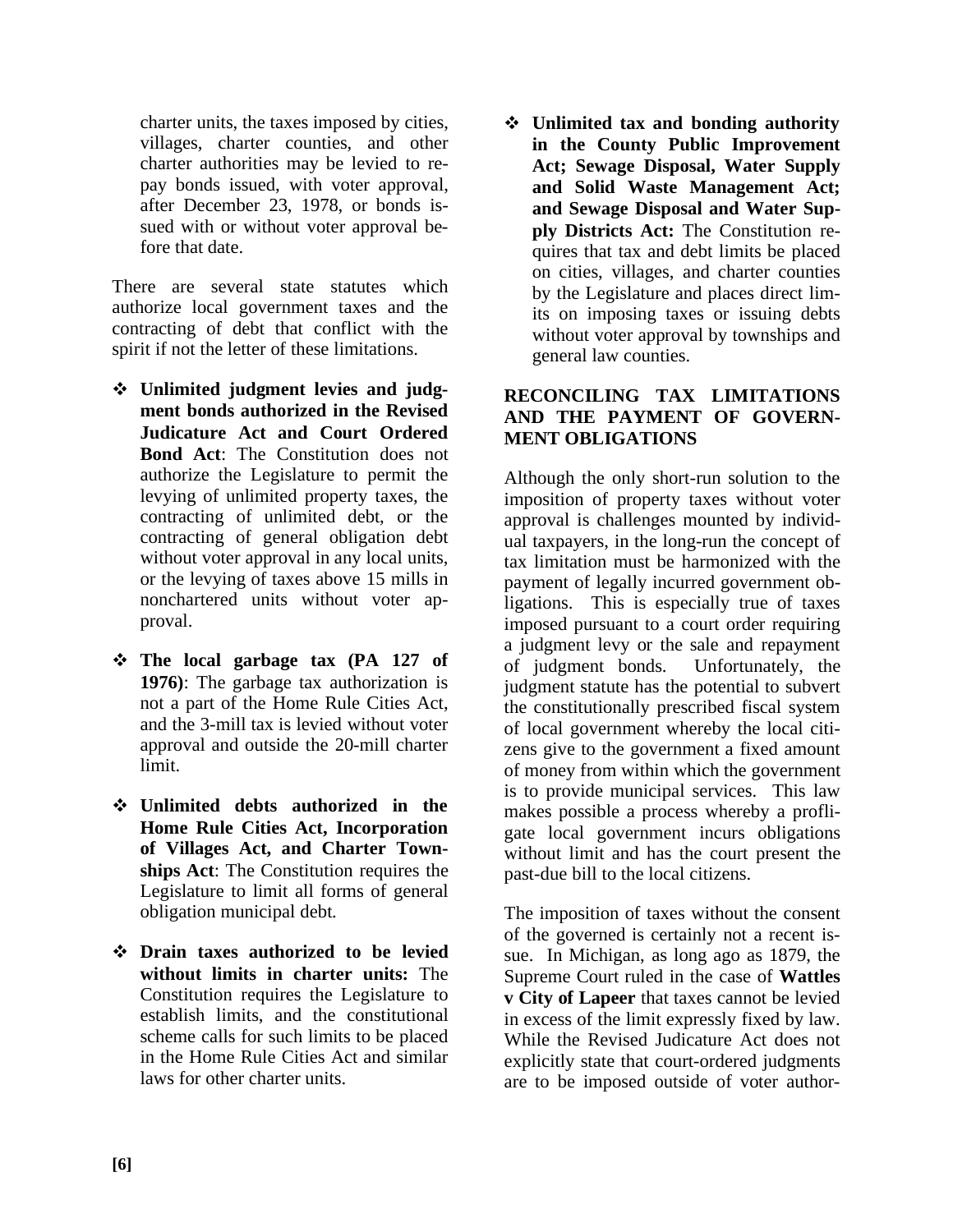charter units, the taxes imposed by cities, villages, charter counties, and other charter authorities may be levied to repay bonds issued, with voter approval, after December 23, 1978, or bonds issued with or without voter approval before that date.

There are several state statutes which authorize local government taxes and the contracting of debt that conflict with the spirit if not the letter of these limitations.

- **Unlimited judgment levies and judgment bonds authorized in the Revised Judicature Act and Court Ordered Bond Act**: The Constitution does not authorize the Legislature to permit the levying of unlimited property taxes, the contracting of unlimited debt, or the contracting of general obligation debt without voter approval in any local units, or the levying of taxes above 15 mills in nonchartered units without voter approval.

- **The local garbage tax (PA 127 of 1976)**: The garbage tax authorization is not a part of the Home Rule Cities Act, and the 3-mill tax is levied without voter approval and outside the 20-mill charter limit.

- **Unlimited debts authorized in the Home Rule Cities Act, Incorporation of Villages Act, and Charter Townships Act**: The Constitution requires the Legislature to limit all forms of general obligation municipal debt.

- **Drain taxes authorized to be levied without limits in charter units:** The Constitution requires the Legislature to establish limits, and the constitutional scheme calls for such limits to be placed in the Home Rule Cities Act and similar laws for other charter units.

- **Unlimited tax and bonding authority in the County Public Improvement Act; Sewage Disposal, Water Supply and Solid Waste Management Act; and Sewage Disposal and Water Supply Districts Act:** The Constitution requires that tax and debt limits be placed on cities, villages, and charter counties by the Legislature and places direct limits on imposing taxes or issuing debts without voter approval by townships and general law counties.

## RECONCILING TAX LIMITATIONS AND THE PAYMENT OF GOVERNMENT OBLIGATIONS

Although the only short-run solution to the imposition of property taxes without voter approval is challenges mounted by individual taxpayers, in the long-run the concept of tax limitation must be harmonized with the payment of legally incurred government obligations. This is especially true of taxes imposed pursuant to a court order requiring a judgment levy or the sale and repayment of judgment bonds. Unfortunately, the judgment statute has the potential to subvert the constitutionally prescribed fiscal system of local government whereby the local citizens give to the government a fixed amount of money from within which the government is to provide municipal services. This law makes possible a process whereby a profligate local government incurs obligations without limit and has the court present the past-due bill to the local citizens.

The imposition of taxes without the consent of the governed is certainly not a recent issue. In Michigan, as long ago as 1879, the Supreme Court ruled in the case of **Wattles v City of Lapeer** that taxes cannot be levied in excess of the limit expressly fixed by law. While the Revised Judicature Act does not explicitly state that court-ordered judgments are to be imposed outside of voter author-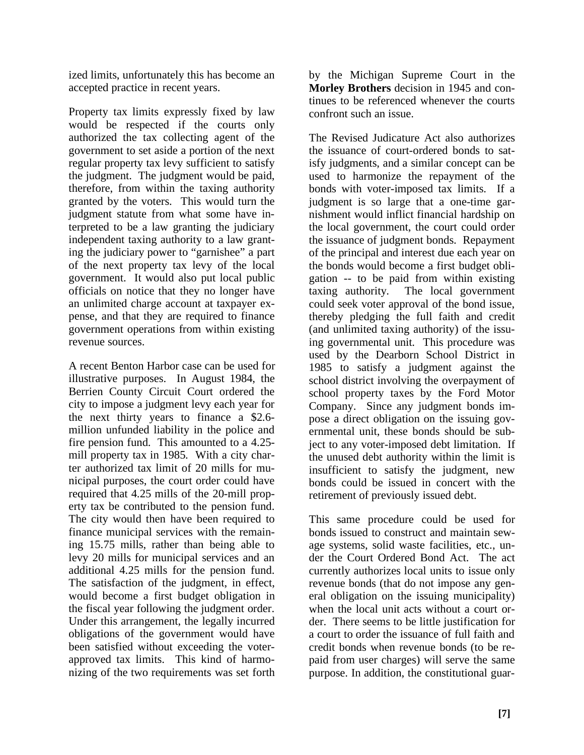ized limits, unfortunately this has become an accepted practice in recent years.

Property tax limits expressly fixed by law would be respected if the courts only authorized the tax collecting agent of the government to set aside a portion of the next regular property tax levy sufficient to satisfy the judgment. The judgment would be paid, therefore, from within the taxing authority granted by the voters. This would turn the judgment statute from what some have interpreted to be a law granting the judiciary independent taxing authority to a law granting the judiciary power to "garnishee" a part of the next property tax levy of the local government. It would also put local public officials on notice that they no longer have an unlimited charge account at taxpayer expense, and that they are required to finance government operations from within existing revenue sources.

A recent Benton Harbor case can be used for illustrative purposes. In August 1984, the Berrien County Circuit Court ordered the city to impose a judgment levy each year for the next thirty years to finance a $2.6-million unfunded liability in the police and fire pension fund. This amounted to a 4.25-mill property tax in 1985. With a city charter authorized tax limit of 20 mills for municipal purposes, the court order could have required that 4.25 mills of the 20-mill property tax be contributed to the pension fund. The city would then have been required to finance municipal services with the remaining 15.75 mills, rather than being able to levy 20 mills for municipal services and an additional 4.25 mills for the pension fund. The satisfaction of the judgment, in effect, would become a first budget obligation in the fiscal year following the judgment order. Under this arrangement, the legally incurred obligations of the government would have been satisfied without exceeding the voter-approved tax limits. This kind of harmonizing of the two requirements was set forth by the Michigan Supreme Court in the **Morley Brothers** decision in 1945 and continues to be referenced whenever the courts confront such an issue.

The Revised Judicature Act also authorizes the issuance of court-ordered bonds to satisfy judgments, and a similar concept can be used to harmonize the repayment of the bonds with voter-imposed tax limits. If a judgment is so large that a one-time garnishment would inflict financial hardship on the local government, the court could order the issuance of judgment bonds. Repayment of the principal and interest due each year on the bonds would become a first budget obligation -- to be paid from within existing taxing authority. The local government could seek voter approval of the bond issue, thereby pledging the full faith and credit (and unlimited taxing authority) of the issuing governmental unit. This procedure was used by the Dearborn School District in 1985 to satisfy a judgment against the school district involving the overpayment of school property taxes by the Ford Motor Company. Since any judgment bonds impose a direct obligation on the issuing governmental unit, these bonds should be subject to any voter-imposed debt limitation. If the unused debt authority within the limit is insufficient to satisfy the judgment, new bonds could be issued in concert with the retirement of previously issued debt.

This same procedure could be used for bonds issued to construct and maintain sewage systems, solid waste facilities, etc., under the Court Ordered Bond Act. The act currently authorizes local units to issue only revenue bonds (that do not impose any general obligation on the issuing municipality) when the local unit acts without a court order. There seems to be little justification for a court to order the issuance of full faith and credit bonds when revenue bonds (to be repaid from user charges) will serve the same purpose. In addition, the constitutional guar-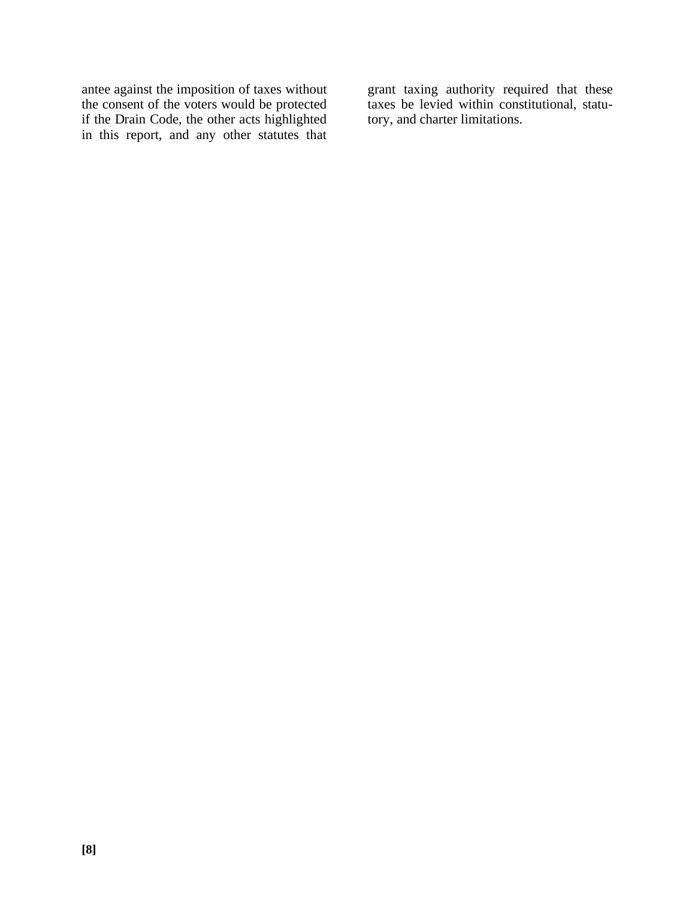antee against the imposition of taxes without the consent of the voters would be protected if the Drain Code, the other acts highlighted in this report, and any other statutes that grant taxing authority required that these taxes be levied within constitutional, statutory, and charter limitations.